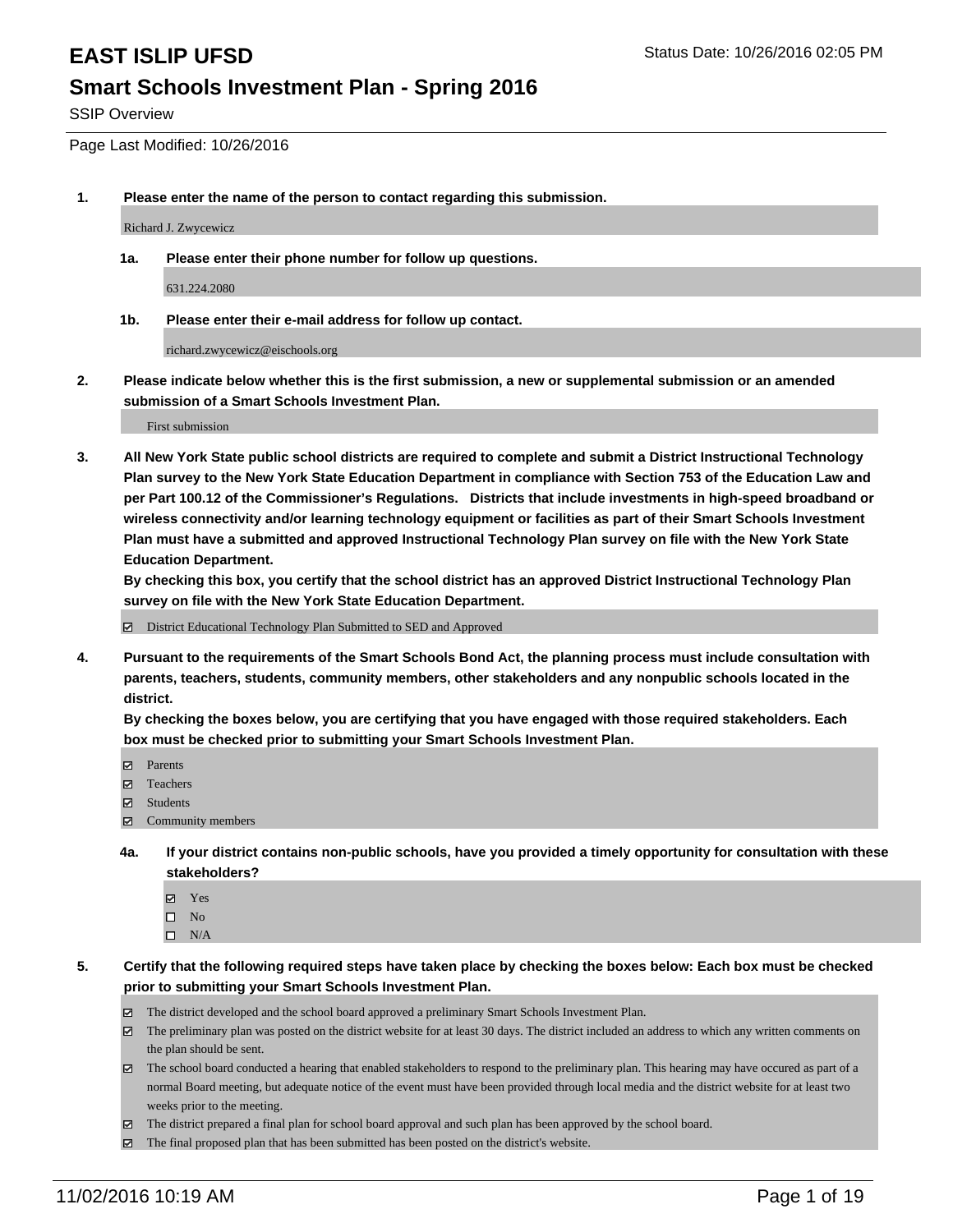# EAST ISLIP UFSD

Status Date: 10/26/2016 02:05 PM

## Smart Schools Investment Plan - Spring 2016

SSIP Overview

Page Last Modified: 10/26/2016

**1. Please enter the name of the person to contact regarding this submission.**

Richard J. Zwycewicz

**1a. Please enter their phone number for follow up questions.**

631.224.2080

**1b. Please enter their e-mail address for follow up contact.**

richard.zwycewicz@eischools.org

**2. Please indicate below whether this is the first submission, a new or supplemental submission or an amended submission of a Smart Schools Investment Plan.**

First submission

**3. All New York State public school districts are required to complete and submit a District Instructional Technology Plan survey to the New York State Education Department in compliance with Section 753 of the Education Law and per Part 100.12 of the Commissioner's Regulations. Districts that include investments in high-speed broadband or wireless connectivity and/or learning technology equipment or facilities as part of their Smart Schools Investment Plan must have a submitted and approved Instructional Technology Plan survey on file with the New York State Education Department.**

**By checking this box, you certify that the school district has an approved District Instructional Technology Plan survey on file with the New York State Education Department.**

- [x] District Educational Technology Plan Submitted to SED and Approved

**4. Pursuant to the requirements of the Smart Schools Bond Act, the planning process must include consultation with parents, teachers, students, community members, other stakeholders and any nonpublic schools located in the district.**

**By checking the boxes below, you are certifying that you have engaged with those required stakeholders. Each box must be checked prior to submitting your Smart Schools Investment Plan.**

- [x] Parents
- [x] Teachers
- [x] Students
- [x] Community members

**4a. If your district contains non-public schools, have you provided a timely opportunity for consultation with these stakeholders?**

- [x] Yes
- [ ] No
- [ ] N/A

**5. Certify that the following required steps have taken place by checking the boxes below: Each box must be checked prior to submitting your Smart Schools Investment Plan.**

- [x] The district developed and the school board approved a preliminary Smart Schools Investment Plan.
- [x] The preliminary plan was posted on the district website for at least 30 days. The district included an address to which any written comments on the plan should be sent.
- [x] The school board conducted a hearing that enabled stakeholders to respond to the preliminary plan. This hearing may have occured as part of a normal Board meeting, but adequate notice of the event must have been provided through local media and the district website for at least two weeks prior to the meeting.
- [x] The district prepared a final plan for school board approval and such plan has been approved by the school board.
- [x] The final proposed plan that has been submitted has been posted on the district's website.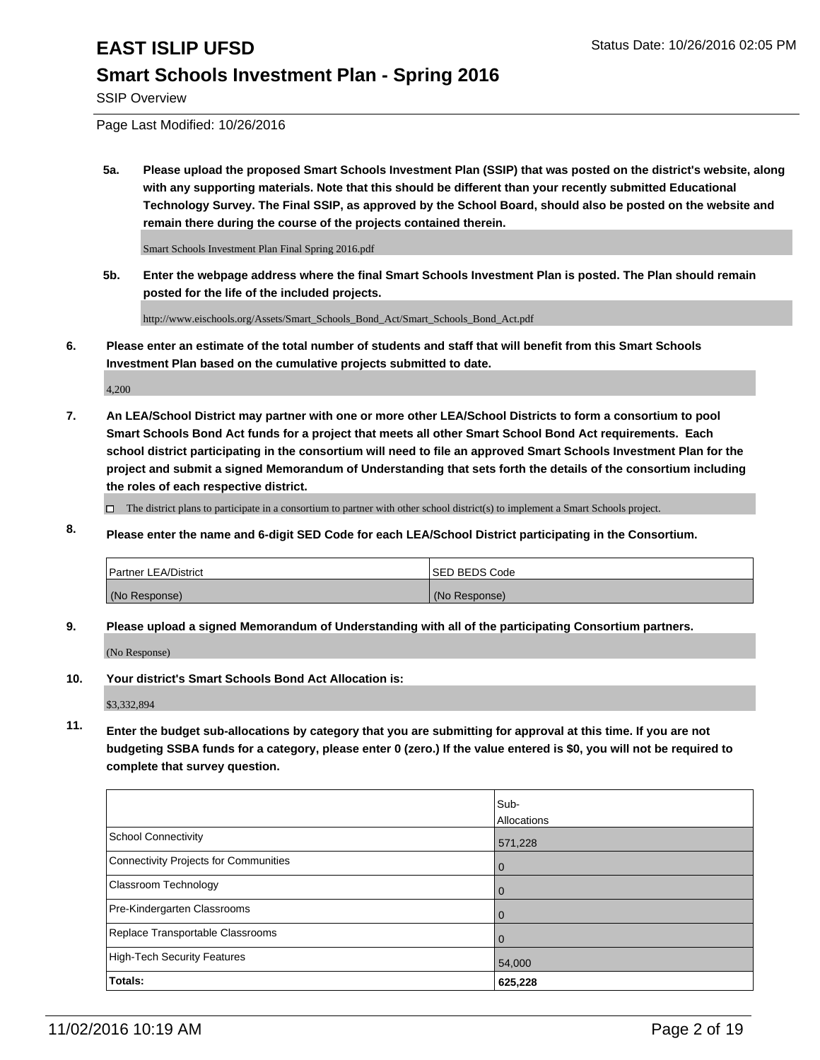# EAST ISLIP UFSD

## Smart Schools Investment Plan - Spring 2016

SSIP Overview

Page Last Modified: 10/26/2016

**5a. Please upload the proposed Smart Schools Investment Plan (SSIP) that was posted on the district's website, along with any supporting materials. Note that this should be different than your recently submitted Educational Technology Survey. The Final SSIP, as approved by the School Board, should also be posted on the website and remain there during the course of the projects contained therein.**

Smart Schools Investment Plan Final Spring 2016.pdf

**5b. Enter the webpage address where the final Smart Schools Investment Plan is posted. The Plan should remain posted for the life of the included projects.**

http://www.eischools.org/Assets/Smart_Schools_Bond_Act/Smart_Schools_Bond_Act.pdf

**6. Please enter an estimate of the total number of students and staff that will benefit from this Smart Schools Investment Plan based on the cumulative projects submitted to date.**

4,200

**7. An LEA/School District may partner with one or more other LEA/School Districts to form a consortium to pool Smart Schools Bond Act funds for a project that meets all other Smart School Bond Act requirements. Each school district participating in the consortium will need to file an approved Smart Schools Investment Plan for the project and submit a signed Memorandum of Understanding that sets forth the details of the consortium including the roles of each respective district.**

☐ The district plans to participate in a consortium to partner with other school district(s) to implement a Smart Schools project.

**8. Please enter the name and 6-digit SED Code for each LEA/School District participating in the Consortium.**

| Partner LEA/District | SED BEDS Code |
|---|---|
| (No Response) | (No Response) |

**9. Please upload a signed Memorandum of Understanding with all of the participating Consortium partners.**

(No Response)

**10. Your district's Smart Schools Bond Act Allocation is:**

$3,332,894

**11. Enter the budget sub-allocations by category that you are submitting for approval at this time. If you are not budgeting SSBA funds for a category, please enter 0 (zero.) If the value entered is $0, you will not be required to complete that survey question.**

| | Sub-Allocations |
|---|---|
| School Connectivity | 571,228 |
| Connectivity Projects for Communities | 0 |
| Classroom Technology | 0 |
| Pre-Kindergarten Classrooms | 0 |
| Replace Transportable Classrooms | 0 |
| High-Tech Security Features | 54,000 |
| **Totals:** | **625,228** |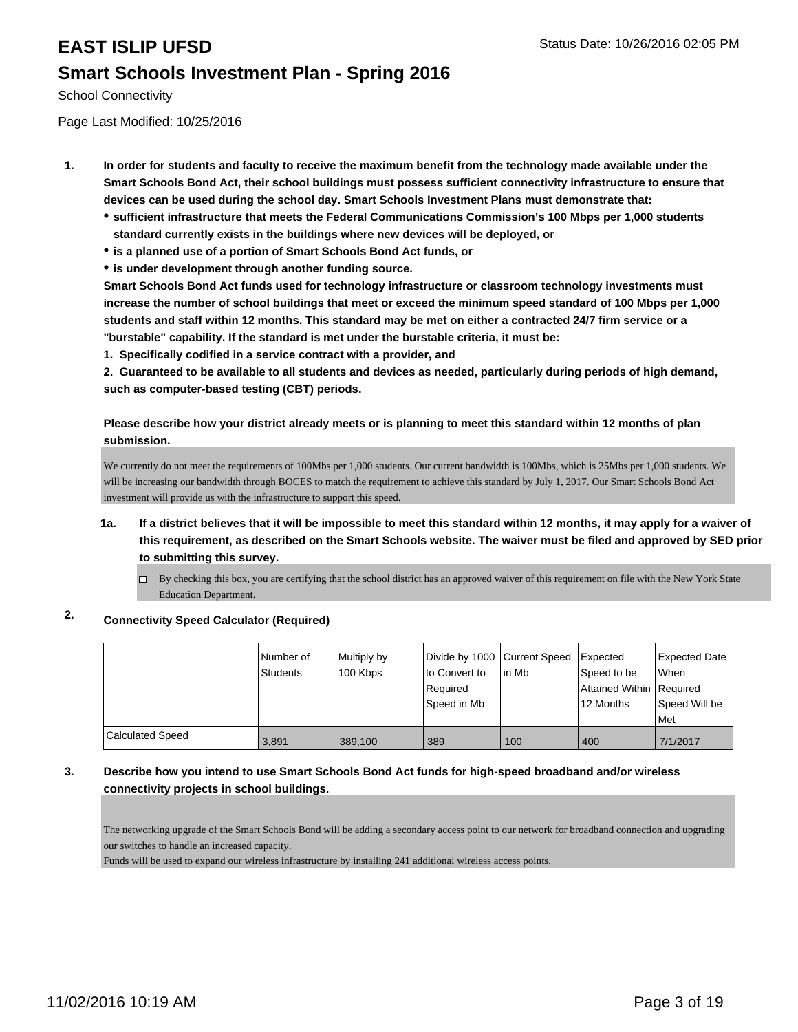# EAST ISLIP UFSD

## Smart Schools Investment Plan - Spring 2016

School Connectivity

Page Last Modified: 10/25/2016

1. **In order for students and faculty to receive the maximum benefit from the technology made available under the Smart Schools Bond Act, their school buildings must possess sufficient connectivity infrastructure to ensure that devices can be used during the school day. Smart Schools Investment Plans must demonstrate that:**
   - **sufficient infrastructure that meets the Federal Communications Commission's 100 Mbps per 1,000 students standard currently exists in the buildings where new devices will be deployed, or**
   - **is a planned use of a portion of Smart Schools Bond Act funds, or**
   - **is under development through another funding source.**

   **Smart Schools Bond Act funds used for technology infrastructure or classroom technology investments must increase the number of school buildings that meet or exceed the minimum speed standard of 100 Mbps per 1,000 students and staff within 12 months. This standard may be met on either a contracted 24/7 firm service or a "burstable" capability. If the standard is met under the burstable criteria, it must be:**

   **1. Specifically codified in a service contract with a provider, and**

   **2. Guaranteed to be available to all students and devices as needed, particularly during periods of high demand, such as computer-based testing (CBT) periods.**

   **Please describe how your district already meets or is planning to meet this standard within 12 months of plan submission.**

   We currently do not meet the requirements of 100Mbs per 1,000 students. Our current bandwidth is 100Mbs, which is 25Mbs per 1,000 students. We will be increasing our bandwidth through BOCES to match the requirement to achieve this standard by July 1, 2017. Our Smart Schools Bond Act investment will provide us with the infrastructure to support this speed.

   1a. **If a district believes that it will be impossible to meet this standard within 12 months, it may apply for a waiver of this requirement, as described on the Smart Schools website. The waiver must be filed and approved by SED prior to submitting this survey.**

   ☐ By checking this box, you are certifying that the school district has an approved waiver of this requirement on file with the New York State Education Department.

2. **Connectivity Speed Calculator (Required)**

| | Number of Students | Multiply by 100 Kbps | Divide by 1000 to Convert to Required Speed in Mb | Current Speed in Mb | Expected Speed to be Attained Within 12 Months | Expected Date When Required Speed Will be Met |
|---|---|---|---|---|---|---|
| Calculated Speed | 3,891 | 389,100 | 389 | 100 | 400 | 7/1/2017 |

3. **Describe how you intend to use Smart Schools Bond Act funds for high-speed broadband and/or wireless connectivity projects in school buildings.**

   The networking upgrade of the Smart Schools Bond will be adding a secondary access point to our network for broadband connection and upgrading our switches to handle an increased capacity.
   Funds will be used to expand our wireless infrastructure by installing 241 additional wireless access points.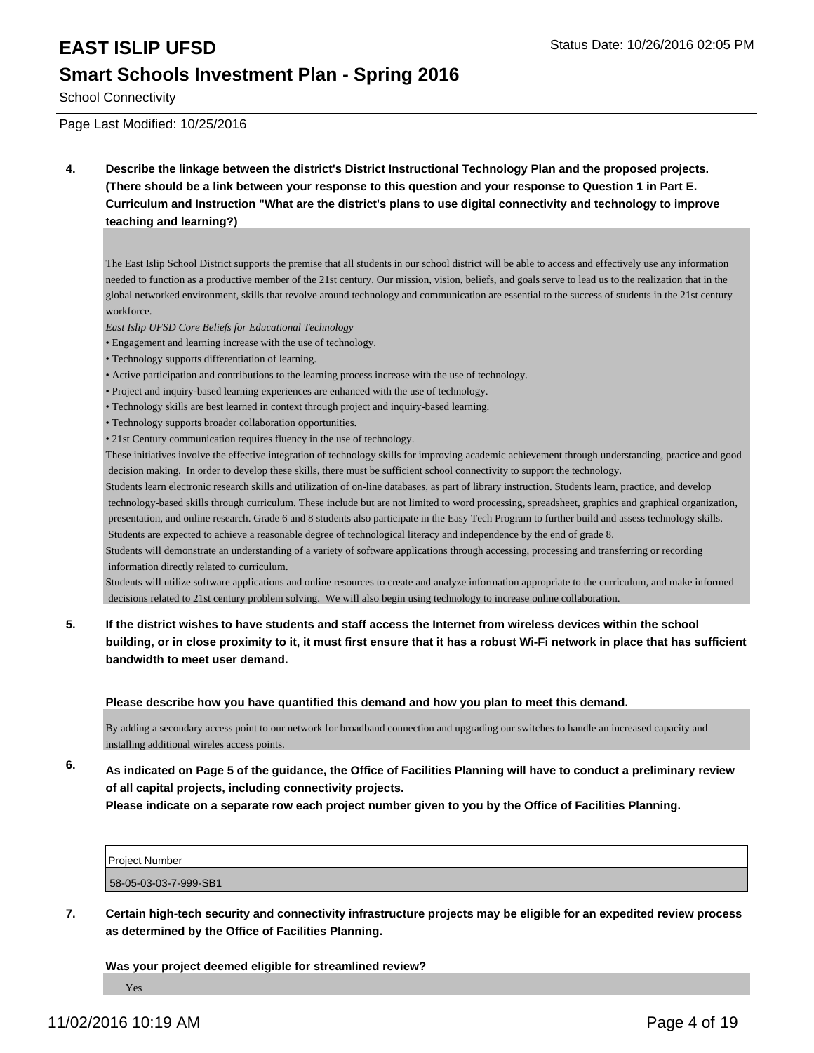# EAST ISLIP UFSD

## Smart Schools Investment Plan - Spring 2016

School Connectivity

Page Last Modified: 10/25/2016

**4. Describe the linkage between the district's District Instructional Technology Plan and the proposed projects. (There should be a link between your response to this question and your response to Question 1 in Part E. Curriculum and Instruction "What are the district's plans to use digital connectivity and technology to improve teaching and learning?)**

The East Islip School District supports the premise that all students in our school district will be able to access and effectively use any information needed to function as a productive member of the 21st century. Our mission, vision, beliefs, and goals serve to lead us to the realization that in the global networked environment, skills that revolve around technology and communication are essential to the success of students in the 21st century workforce.

*East Islip UFSD Core Beliefs for Educational Technology*

- Engagement and learning increase with the use of technology.
- Technology supports differentiation of learning.
- Active participation and contributions to the learning process increase with the use of technology.
- Project and inquiry-based learning experiences are enhanced with the use of technology.
- Technology skills are best learned in context through project and inquiry-based learning.
- Technology supports broader collaboration opportunities.
- 21st Century communication requires fluency in the use of technology.

These initiatives involve the effective integration of technology skills for improving academic achievement through understanding, practice and good decision making. In order to develop these skills, there must be sufficient school connectivity to support the technology.

Students learn electronic research skills and utilization of on-line databases, as part of library instruction. Students learn, practice, and develop technology-based skills through curriculum. These include but are not limited to word processing, spreadsheet, graphics and graphical organization, presentation, and online research. Grade 6 and 8 students also participate in the Easy Tech Program to further build and assess technology skills. Students are expected to achieve a reasonable degree of technological literacy and independence by the end of grade 8.

Students will demonstrate an understanding of a variety of software applications through accessing, processing and transferring or recording information directly related to curriculum.

Students will utilize software applications and online resources to create and analyze information appropriate to the curriculum, and make informed decisions related to 21st century problem solving. We will also begin using technology to increase online collaboration.

**5. If the district wishes to have students and staff access the Internet from wireless devices within the school building, or in close proximity to it, it must first ensure that it has a robust Wi-Fi network in place that has sufficient bandwidth to meet user demand.**

**Please describe how you have quantified this demand and how you plan to meet this demand.**

By adding a secondary access point to our network for broadband connection and upgrading our switches to handle an increased capacity and installing additional wireles access points.

**6. As indicated on Page 5 of the guidance, the Office of Facilities Planning will have to conduct a preliminary review of all capital projects, including connectivity projects.**
**Please indicate on a separate row each project number given to you by the Office of Facilities Planning.**

| Project Number |
| --- |
| 58-05-03-03-7-999-SB1 |

**7. Certain high-tech security and connectivity infrastructure projects may be eligible for an expedited review process as determined by the Office of Facilities Planning.**

**Was your project deemed eligible for streamlined review?**

Yes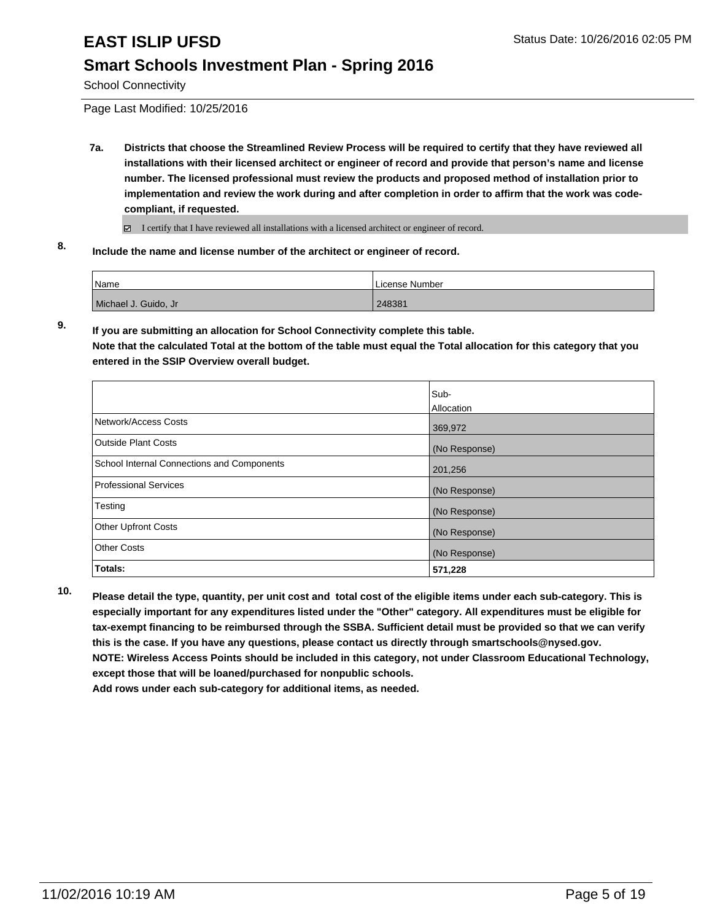# EAST ISLIP UFSD

Status Date: 10/26/2016 02:05 PM

## Smart Schools Investment Plan - Spring 2016

School Connectivity

Page Last Modified: 10/25/2016

**7a. Districts that choose the Streamlined Review Process will be required to certify that they have reviewed all installations with their licensed architect or engineer of record and provide that person's name and license number. The licensed professional must review the products and proposed method of installation prior to implementation and review the work during and after completion in order to affirm that the work was code-compliant, if requested.**

☑ I certify that I have reviewed all installations with a licensed architect or engineer of record.

**8. Include the name and license number of the architect or engineer of record.**

| Name | License Number |
|---|---|
| Michael J. Guido, Jr | 248381 |

**9. If you are submitting an allocation for School Connectivity complete this table. Note that the calculated Total at the bottom of the table must equal the Total allocation for this category that you entered in the SSIP Overview overall budget.**

| | Sub-Allocation |
|---|---|
| Network/Access Costs | 369,972 |
| Outside Plant Costs | (No Response) |
| School Internal Connections and Components | 201,256 |
| Professional Services | (No Response) |
| Testing | (No Response) |
| Other Upfront Costs | (No Response) |
| Other Costs | (No Response) |
| **Totals:** | **571,228** |

**10. Please detail the type, quantity, per unit cost and total cost of the eligible items under each sub-category. This is especially important for any expenditures listed under the "Other" category. All expenditures must be eligible for tax-exempt financing to be reimbursed through the SSBA. Sufficient detail must be provided so that we can verify this is the case. If you have any questions, please contact us directly through smartschools@nysed.gov. NOTE: Wireless Access Points should be included in this category, not under Classroom Educational Technology, except those that will be loaned/purchased for nonpublic schools. Add rows under each sub-category for additional items, as needed.**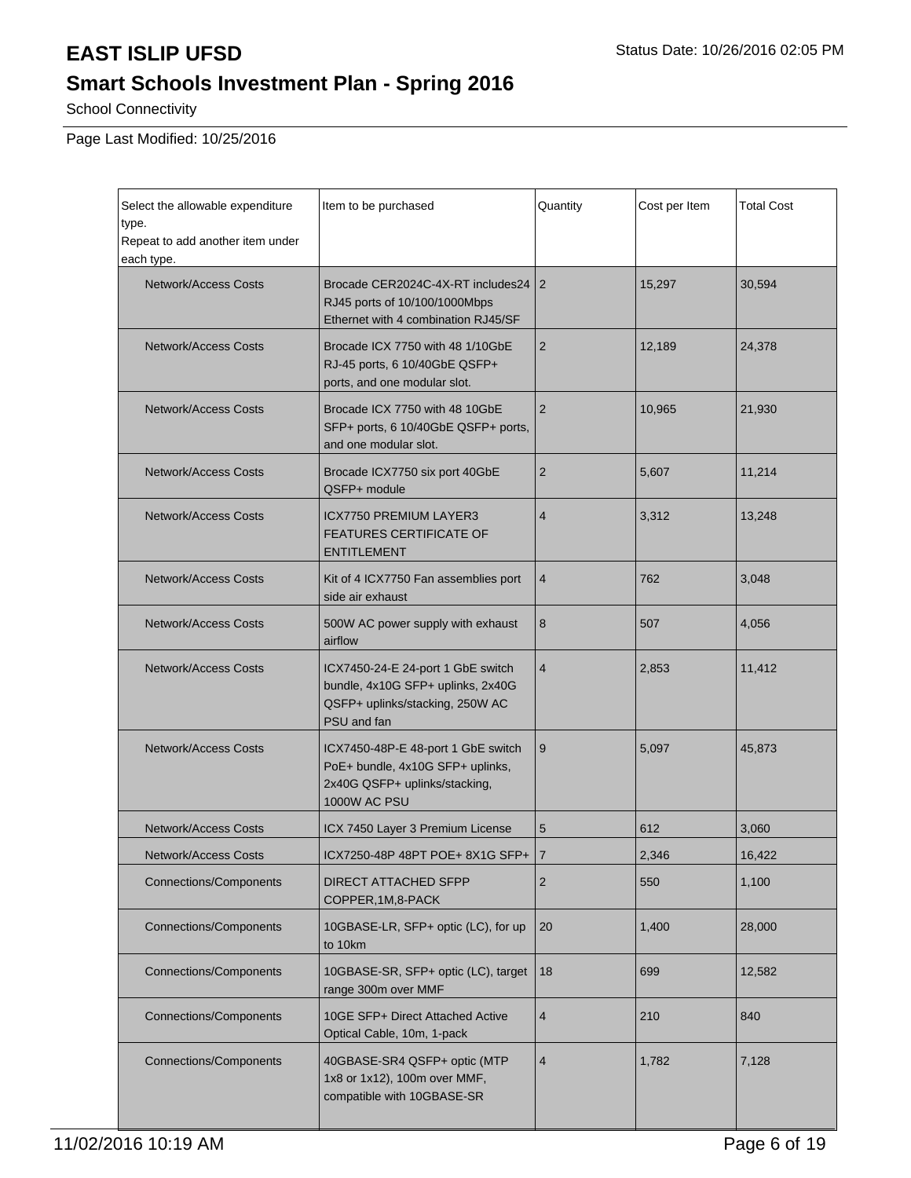# EAST ISLIP UFSD

## Smart Schools Investment Plan - Spring 2016

School Connectivity

Page Last Modified: 10/25/2016

| Select the allowable expenditure type. Repeat to add another item under each type. | Item to be purchased | Quantity | Cost per Item | Total Cost |
|---|---|---|---|---|
| Network/Access Costs | Brocade CER2024C-4X-RT includes24 RJ45 ports of 10/100/1000Mbps Ethernet with 4 combination RJ45/SF | 2 | 15,297 | 30,594 |
| Network/Access Costs | Brocade ICX 7750 with 48 1/10GbE RJ-45 ports, 6 10/40GbE QSFP+ ports, and one modular slot. | 2 | 12,189 | 24,378 |
| Network/Access Costs | Brocade ICX 7750 with 48 10GbE SFP+ ports, 6 10/40GbE QSFP+ ports, and one modular slot. | 2 | 10,965 | 21,930 |
| Network/Access Costs | Brocade ICX7750 six port 40GbE QSFP+ module | 2 | 5,607 | 11,214 |
| Network/Access Costs | ICX7750 PREMIUM LAYER3 FEATURES CERTIFICATE OF ENTITLEMENT | 4 | 3,312 | 13,248 |
| Network/Access Costs | Kit of 4 ICX7750 Fan assemblies port side air exhaust | 4 | 762 | 3,048 |
| Network/Access Costs | 500W AC power supply with exhaust airflow | 8 | 507 | 4,056 |
| Network/Access Costs | ICX7450-24-E 24-port 1 GbE switch bundle, 4x10G SFP+ uplinks, 2x40G QSFP+ uplinks/stacking, 250W AC PSU and fan | 4 | 2,853 | 11,412 |
| Network/Access Costs | ICX7450-48P-E 48-port 1 GbE switch PoE+ bundle, 4x10G SFP+ uplinks, 2x40G QSFP+ uplinks/stacking, 1000W AC PSU | 9 | 5,097 | 45,873 |
| Network/Access Costs | ICX 7450 Layer 3 Premium License | 5 | 612 | 3,060 |
| Network/Access Costs | ICX7250-48P 48PT POE+ 8X1G SFP+ | 7 | 2,346 | 16,422 |
| Connections/Components | DIRECT ATTACHED SFPP COPPER,1M,8-PACK | 2 | 550 | 1,100 |
| Connections/Components | 10GBASE-LR, SFP+ optic (LC), for up to 10km | 20 | 1,400 | 28,000 |
| Connections/Components | 10GBASE-SR, SFP+ optic (LC), target range 300m over MMF | 18 | 699 | 12,582 |
| Connections/Components | 10GE SFP+ Direct Attached Active Optical Cable, 10m, 1-pack | 4 | 210 | 840 |
| Connections/Components | 40GBASE-SR4 QSFP+ optic (MTP 1x8 or 1x12), 100m over MMF, compatible with 10GBASE-SR | 4 | 1,782 | 7,128 |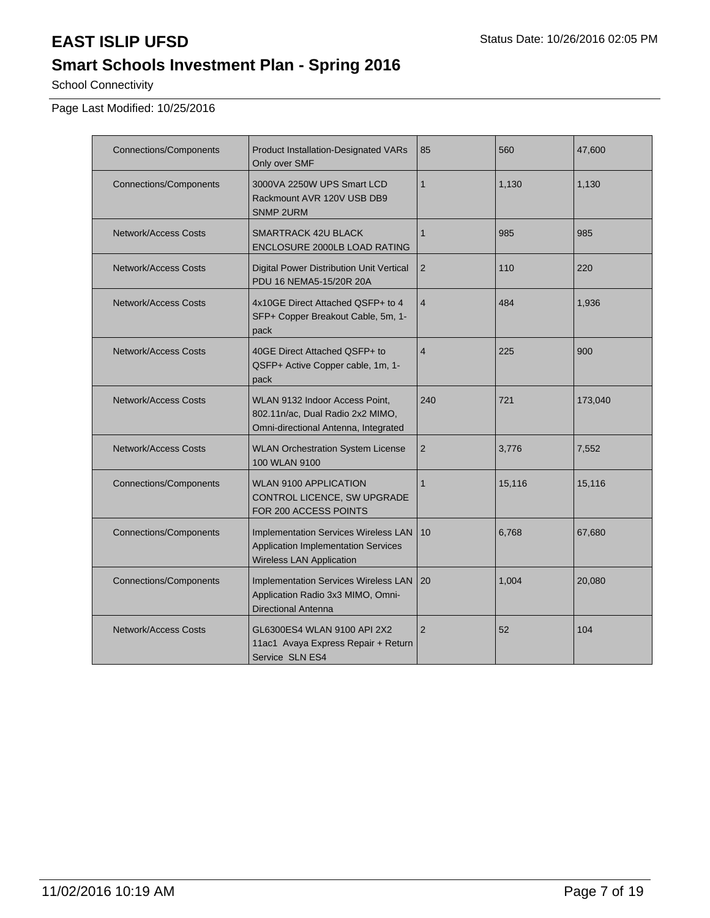# EAST ISLIP UFSD

Status Date: 10/26/2016 02:05 PM

## Smart Schools Investment Plan - Spring 2016

School Connectivity

Page Last Modified: 10/25/2016

| | | | | |
|---|---|---|---|---|
| Connections/Components | Product Installation-Designated VARs Only over SMF | 85 | 560 | 47,600 |
| Connections/Components | 3000VA 2250W UPS Smart LCD Rackmount AVR 120V USB DB9 SNMP 2URM | 1 | 1,130 | 1,130 |
| Network/Access Costs | SMARTRACK 42U BLACK ENCLOSURE 2000LB LOAD RATING | 1 | 985 | 985 |
| Network/Access Costs | Digital Power Distribution Unit Vertical PDU 16 NEMA5-15/20R 20A | 2 | 110 | 220 |
| Network/Access Costs | 4x10GE Direct Attached QSFP+ to 4 SFP+ Copper Breakout Cable, 5m, 1-pack | 4 | 484 | 1,936 |
| Network/Access Costs | 40GE Direct Attached QSFP+ to QSFP+ Active Copper cable, 1m, 1-pack | 4 | 225 | 900 |
| Network/Access Costs | WLAN 9132 Indoor Access Point, 802.11n/ac, Dual Radio 2x2 MIMO, Omni-directional Antenna, Integrated | 240 | 721 | 173,040 |
| Network/Access Costs | WLAN Orchestration System License 100 WLAN 9100 | 2 | 3,776 | 7,552 |
| Connections/Components | WLAN 9100 APPLICATION CONTROL LICENCE, SW UPGRADE FOR 200 ACCESS POINTS | 1 | 15,116 | 15,116 |
| Connections/Components | Implementation Services Wireless LAN Application Implementation Services Wireless LAN Application | 10 | 6,768 | 67,680 |
| Connections/Components | Implementation Services Wireless LAN Application Radio 3x3 MIMO, Omni-Directional Antenna | 20 | 1,004 | 20,080 |
| Network/Access Costs | GL6300ES4 WLAN 9100 API 2X2 11ac1 Avaya Express Repair + Return Service SLN ES4 | 2 | 52 | 104 |

11/02/2016 10:19 AM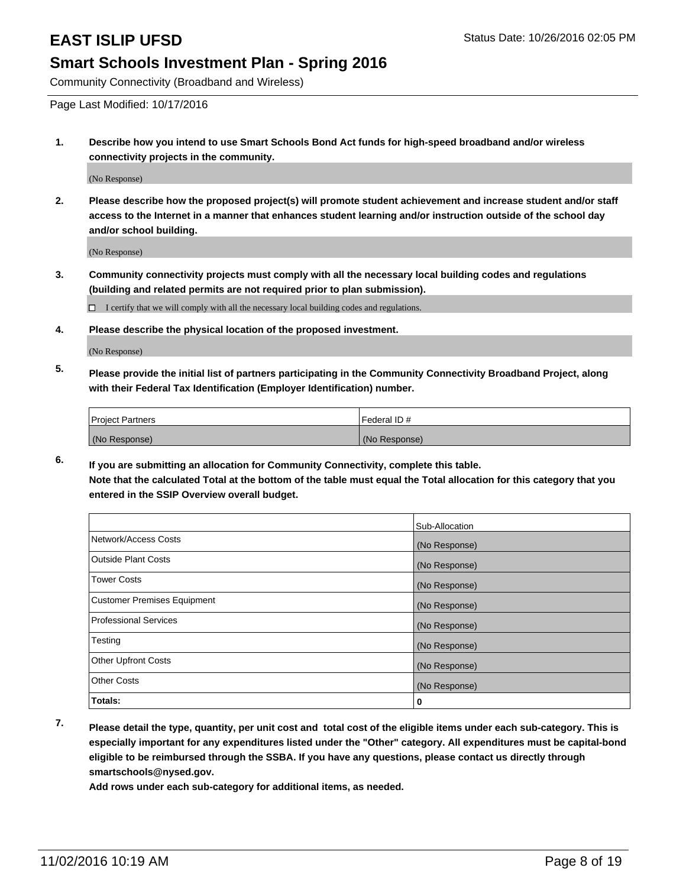# EAST ISLIP UFSD

Status Date: 10/26/2016 02:05 PM

## Smart Schools Investment Plan - Spring 2016

Community Connectivity (Broadband and Wireless)

Page Last Modified: 10/17/2016

**1. Describe how you intend to use Smart Schools Bond Act funds for high-speed broadband and/or wireless connectivity projects in the community.**

(No Response)

**2. Please describe how the proposed project(s) will promote student achievement and increase student and/or staff access to the Internet in a manner that enhances student learning and/or instruction outside of the school day and/or school building.**

(No Response)

**3. Community connectivity projects must comply with all the necessary local building codes and regulations (building and related permits are not required prior to plan submission).**

☐ I certify that we will comply with all the necessary local building codes and regulations.

**4. Please describe the physical location of the proposed investment.**

(No Response)

**5. Please provide the initial list of partners participating in the Community Connectivity Broadband Project, along with their Federal Tax Identification (Employer Identification) number.**

| Project Partners | Federal ID # |
|---|---|
| (No Response) | (No Response) |

**6. If you are submitting an allocation for Community Connectivity, complete this table. Note that the calculated Total at the bottom of the table must equal the Total allocation for this category that you entered in the SSIP Overview overall budget.**

| | Sub-Allocation |
|---|---|
| Network/Access Costs | (No Response) |
| Outside Plant Costs | (No Response) |
| Tower Costs | (No Response) |
| Customer Premises Equipment | (No Response) |
| Professional Services | (No Response) |
| Testing | (No Response) |
| Other Upfront Costs | (No Response) |
| Other Costs | (No Response) |
| **Totals:** | **0** |

**7. Please detail the type, quantity, per unit cost and total cost of the eligible items under each sub-category. This is especially important for any expenditures listed under the "Other" category. All expenditures must be capital-bond eligible to be reimbursed through the SSBA. If you have any questions, please contact us directly through smartschools@nysed.gov.**

**Add rows under each sub-category for additional items, as needed.**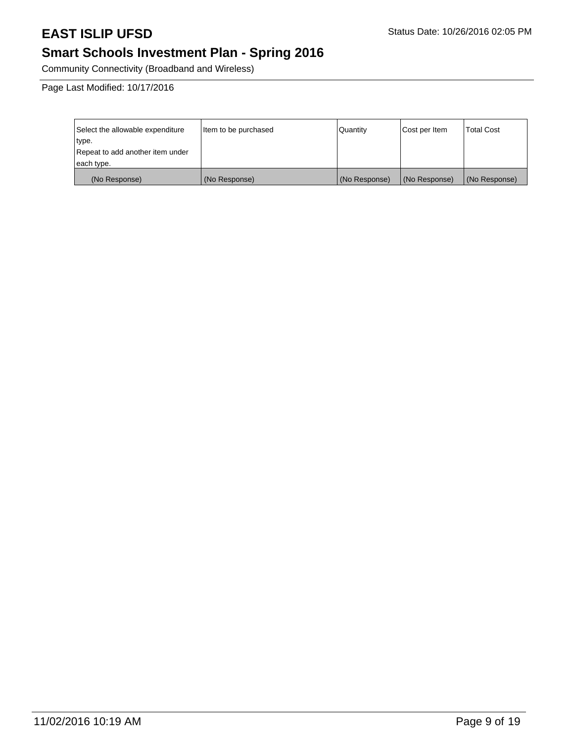# EAST ISLIP UFSD

Status Date: 10/26/2016 02:05 PM

## Smart Schools Investment Plan - Spring 2016

Community Connectivity (Broadband and Wireless)

Page Last Modified: 10/17/2016

| Select the allowable expenditure type.<br>Repeat to add another item under each type. | Item to be purchased | Quantity | Cost per Item | Total Cost |
|---|---|---|---|---|
| (No Response) | (No Response) | (No Response) | (No Response) | (No Response) |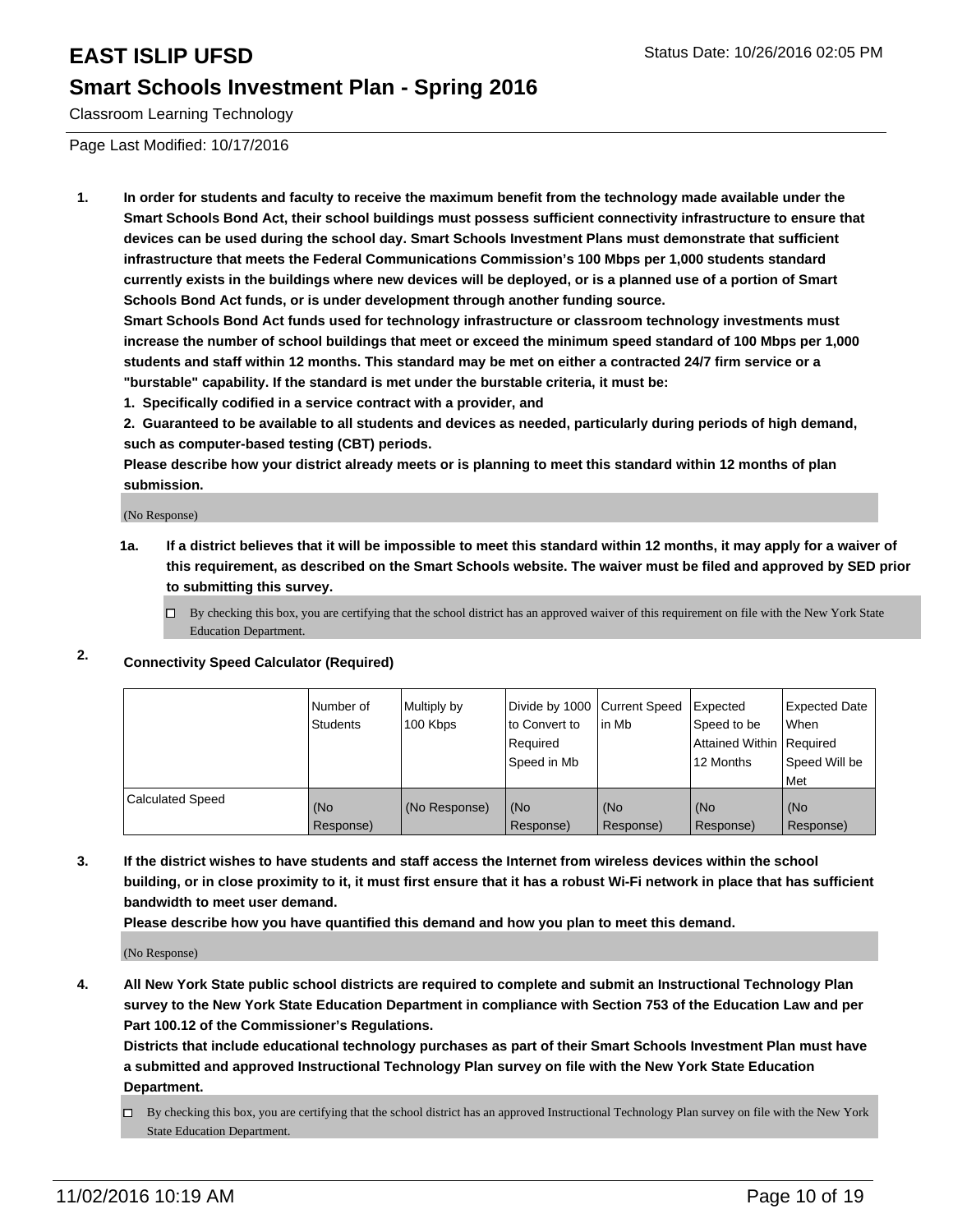# EAST ISLIP UFSD

Status Date: 10/26/2016 02:05 PM

## Smart Schools Investment Plan - Spring 2016

Classroom Learning Technology

Page Last Modified: 10/17/2016

1. **In order for students and faculty to receive the maximum benefit from the technology made available under the Smart Schools Bond Act, their school buildings must possess sufficient connectivity infrastructure to ensure that devices can be used during the school day. Smart Schools Investment Plans must demonstrate that sufficient infrastructure that meets the Federal Communications Commission's 100 Mbps per 1,000 students standard currently exists in the buildings where new devices will be deployed, or is a planned use of a portion of Smart Schools Bond Act funds, or is under development through another funding source.**
   **Smart Schools Bond Act funds used for technology infrastructure or classroom technology investments must increase the number of school buildings that meet or exceed the minimum speed standard of 100 Mbps per 1,000 students and staff within 12 months. This standard may be met on either a contracted 24/7 firm service or a "burstable" capability. If the standard is met under the burstable criteria, it must be:**
   **1. Specifically codified in a service contract with a provider, and**
   **2. Guaranteed to be available to all students and devices as needed, particularly during periods of high demand, such as computer-based testing (CBT) periods.**
   **Please describe how your district already meets or is planning to meet this standard within 12 months of plan submission.**

   (No Response)

   **1a. If a district believes that it will be impossible to meet this standard within 12 months, it may apply for a waiver of this requirement, as described on the Smart Schools website. The waiver must be filed and approved by SED prior to submitting this survey.**

   ☐ By checking this box, you are certifying that the school district has an approved waiver of this requirement on file with the New York State Education Department.

2. **Connectivity Speed Calculator (Required)**

| | Number of Students | Multiply by 100 Kbps | Divide by 1000 to Convert to Required Speed in Mb | Current Speed in Mb | Expected Speed to be Attained Within 12 Months | Expected Date When Required Speed Will be Met |
|---|---|---|---|---|---|---|
| Calculated Speed | (No Response) | (No Response) | (No Response) | (No Response) | (No Response) | (No Response) |

3. **If the district wishes to have students and staff access the Internet from wireless devices within the school building, or in close proximity to it, it must first ensure that it has a robust Wi-Fi network in place that has sufficient bandwidth to meet user demand.**
   **Please describe how you have quantified this demand and how you plan to meet this demand.**

   (No Response)

4. **All New York State public school districts are required to complete and submit an Instructional Technology Plan survey to the New York State Education Department in compliance with Section 753 of the Education Law and per Part 100.12 of the Commissioner's Regulations.**
   **Districts that include educational technology purchases as part of their Smart Schools Investment Plan must have a submitted and approved Instructional Technology Plan survey on file with the New York State Education Department.**

   ☐ By checking this box, you are certifying that the school district has an approved Instructional Technology Plan survey on file with the New York State Education Department.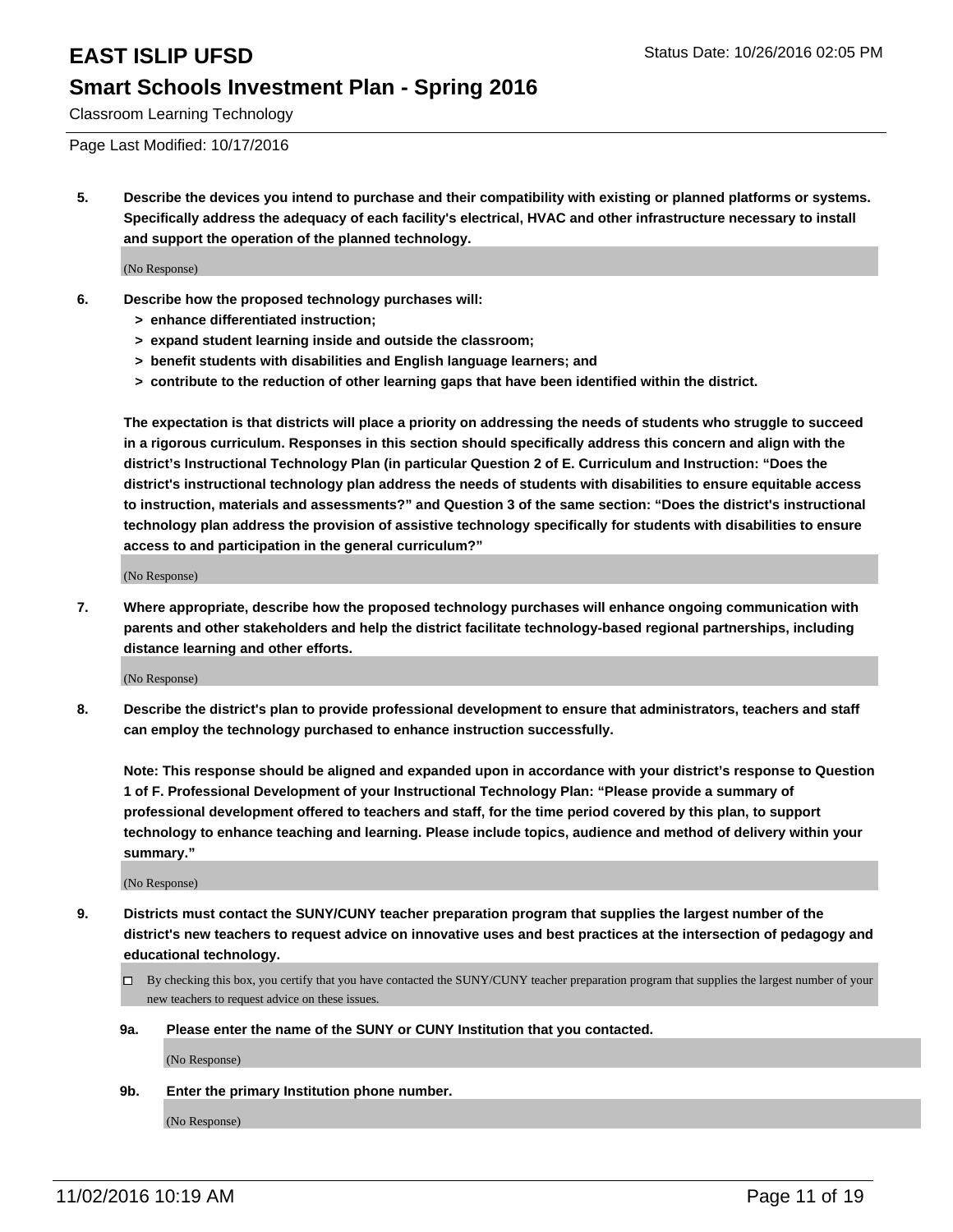Classroom Learning Technology

Page Last Modified: 10/17/2016

**5. Describe the devices you intend to purchase and their compatibility with existing or planned platforms or systems. Specifically address the adequacy of each facility's electrical, HVAC and other infrastructure necessary to install and support the operation of the planned technology.**

(No Response)

**6. Describe how the proposed technology purchases will:**

**> enhance differentiated instruction;**
**> expand student learning inside and outside the classroom;**
**> benefit students with disabilities and English language learners; and**
**> contribute to the reduction of other learning gaps that have been identified within the district.**

**The expectation is that districts will place a priority on addressing the needs of students who struggle to succeed in a rigorous curriculum. Responses in this section should specifically address this concern and align with the district's Instructional Technology Plan (in particular Question 2 of E. Curriculum and Instruction: "Does the district's instructional technology plan address the needs of students with disabilities to ensure equitable access to instruction, materials and assessments?" and Question 3 of the same section: "Does the district's instructional technology plan address the provision of assistive technology specifically for students with disabilities to ensure access to and participation in the general curriculum?"**

(No Response)

**7. Where appropriate, describe how the proposed technology purchases will enhance ongoing communication with parents and other stakeholders and help the district facilitate technology-based regional partnerships, including distance learning and other efforts.**

(No Response)

**8. Describe the district's plan to provide professional development to ensure that administrators, teachers and staff can employ the technology purchased to enhance instruction successfully.**

**Note: This response should be aligned and expanded upon in accordance with your district's response to Question 1 of F. Professional Development of your Instructional Technology Plan: "Please provide a summary of professional development offered to teachers and staff, for the time period covered by this plan, to support technology to enhance teaching and learning. Please include topics, audience and method of delivery within your summary."**

(No Response)

**9. Districts must contact the SUNY/CUNY teacher preparation program that supplies the largest number of the district's new teachers to request advice on innovative uses and best practices at the intersection of pedagogy and educational technology.**

☐ By checking this box, you certify that you have contacted the SUNY/CUNY teacher preparation program that supplies the largest number of your new teachers to request advice on these issues.

**9a. Please enter the name of the SUNY or CUNY Institution that you contacted.**

(No Response)

**9b. Enter the primary Institution phone number.**

(No Response)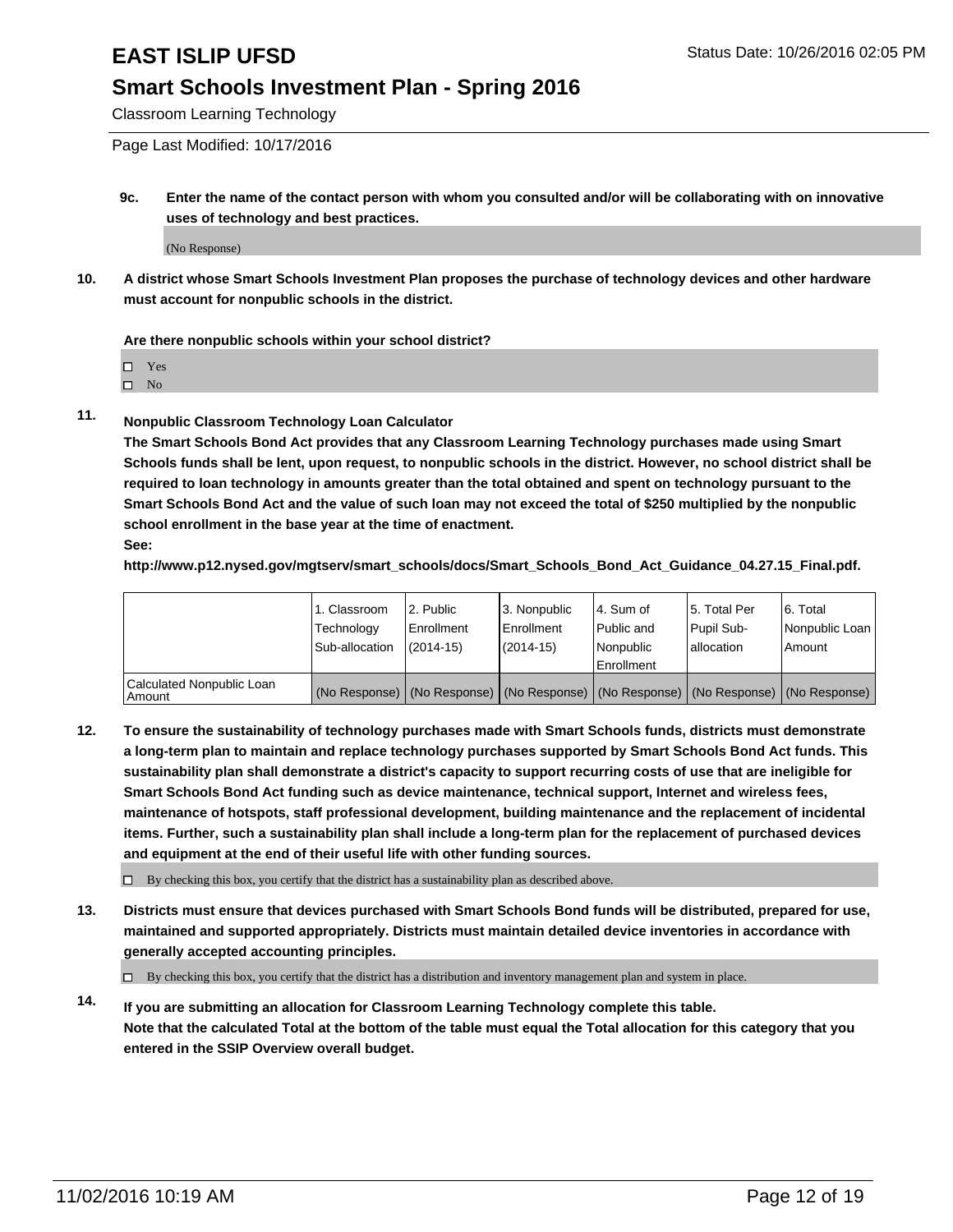# EAST ISLIP UFSD

## Smart Schools Investment Plan - Spring 2016

Classroom Learning Technology

Page Last Modified: 10/17/2016

**9c. Enter the name of the contact person with whom you consulted and/or will be collaborating with on innovative uses of technology and best practices.**

(No Response)

**10. A district whose Smart Schools Investment Plan proposes the purchase of technology devices and other hardware must account for nonpublic schools in the district.**

**Are there nonpublic schools within your school district?**

- ☐ Yes
- ☐ No

**11. Nonpublic Classroom Technology Loan Calculator**

**The Smart Schools Bond Act provides that any Classroom Learning Technology purchases made using Smart Schools funds shall be lent, upon request, to nonpublic schools in the district. However, no school district shall be required to loan technology in amounts greater than the total obtained and spent on technology pursuant to the Smart Schools Bond Act and the value of such loan may not exceed the total of $250 multiplied by the nonpublic school enrollment in the base year at the time of enactment.**

**See:**

**http://www.p12.nysed.gov/mgtserv/smart_schools/docs/Smart_Schools_Bond_Act_Guidance_04.27.15_Final.pdf.**

| | 1. Classroom Technology Sub-allocation | 2. Public Enrollment (2014-15) | 3. Nonpublic Enrollment (2014-15) | 4. Sum of Public and Nonpublic Enrollment | 5. Total Per Pupil Sub-allocation | 6. Total Nonpublic Loan Amount |
|---|---|---|---|---|---|---|
| Calculated Nonpublic Loan Amount | (No Response) | (No Response) | (No Response) | (No Response) | (No Response) | (No Response) |

**12. To ensure the sustainability of technology purchases made with Smart Schools funds, districts must demonstrate a long-term plan to maintain and replace technology purchases supported by Smart Schools Bond Act funds. This sustainability plan shall demonstrate a district's capacity to support recurring costs of use that are ineligible for Smart Schools Bond Act funding such as device maintenance, technical support, Internet and wireless fees, maintenance of hotspots, staff professional development, building maintenance and the replacement of incidental items. Further, such a sustainability plan shall include a long-term plan for the replacement of purchased devices and equipment at the end of their useful life with other funding sources.**

☐ By checking this box, you certify that the district has a sustainability plan as described above.

**13. Districts must ensure that devices purchased with Smart Schools Bond funds will be distributed, prepared for use, maintained and supported appropriately. Districts must maintain detailed device inventories in accordance with generally accepted accounting principles.**

☐ By checking this box, you certify that the district has a distribution and inventory management plan and system in place.

**14. If you are submitting an allocation for Classroom Learning Technology complete this table. Note that the calculated Total at the bottom of the table must equal the Total allocation for this category that you entered in the SSIP Overview overall budget.**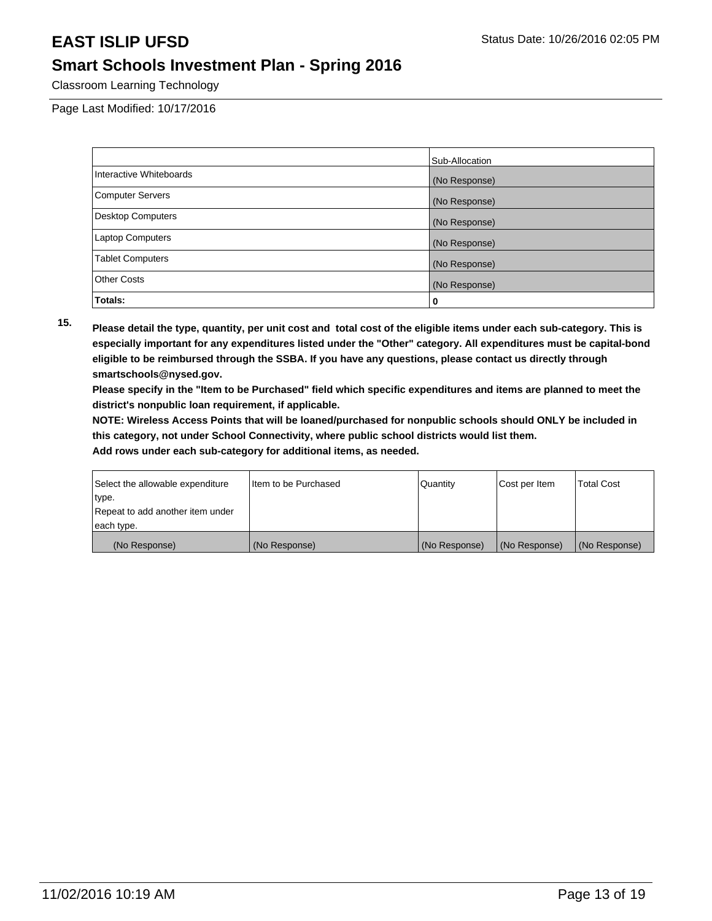# EAST ISLIP UFSD

Status Date: 10/26/2016 02:05 PM

## Smart Schools Investment Plan - Spring 2016

Classroom Learning Technology

Page Last Modified: 10/17/2016

| | Sub-Allocation |
|---|---|
| Interactive Whiteboards | (No Response) |
| Computer Servers | (No Response) |
| Desktop Computers | (No Response) |
| Laptop Computers | (No Response) |
| Tablet Computers | (No Response) |
| Other Costs | (No Response) |
| **Totals:** | **0** |

**15.** **Please detail the type, quantity, per unit cost and total cost of the eligible items under each sub-category. This is especially important for any expenditures listed under the "Other" category. All expenditures must be capital-bond eligible to be reimbursed through the SSBA. If you have any questions, please contact us directly through smartschools@nysed.gov.**

**Please specify in the "Item to be Purchased" field which specific expenditures and items are planned to meet the district's nonpublic loan requirement, if applicable.**

**NOTE: Wireless Access Points that will be loaned/purchased for nonpublic schools should ONLY be included in this category, not under School Connectivity, where public school districts would list them.**

**Add rows under each sub-category for additional items, as needed.**

| Select the allowable expenditure type. Repeat to add another item under each type. | Item to be Purchased | Quantity | Cost per Item | Total Cost |
|---|---|---|---|---|
| (No Response) | (No Response) | (No Response) | (No Response) | (No Response) |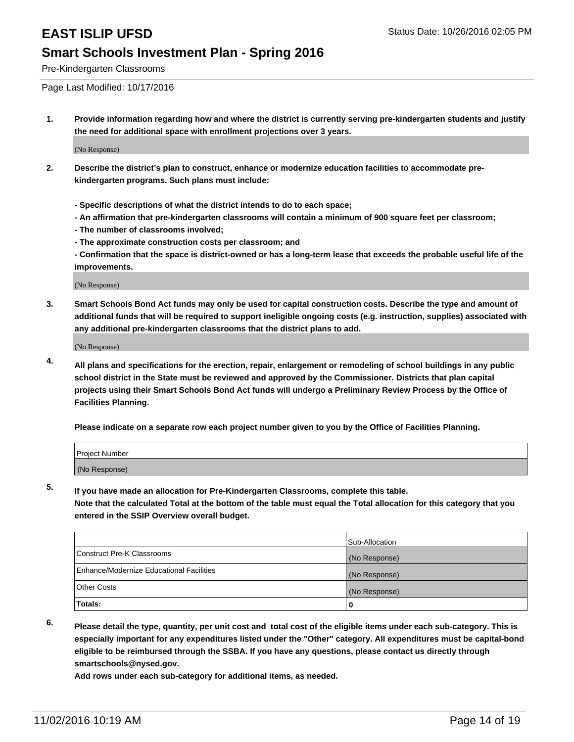# EAST ISLIP UFSD

Status Date: 10/26/2016 02:05 PM

## Smart Schools Investment Plan - Spring 2016

Pre-Kindergarten Classrooms

Page Last Modified: 10/17/2016

1. **Provide information regarding how and where the district is currently serving pre-kindergarten students and justify the need for additional space with enrollment projections over 3 years.**

   (No Response)

2. **Describe the district's plan to construct, enhance or modernize education facilities to accommodate pre-kindergarten programs. Such plans must include:**

   **- Specific descriptions of what the district intends to do to each space;**
   **- An affirmation that pre-kindergarten classrooms will contain a minimum of 900 square feet per classroom;**
   **- The number of classrooms involved;**
   **- The approximate construction costs per classroom; and**
   **- Confirmation that the space is district-owned or has a long-term lease that exceeds the probable useful life of the improvements.**

   (No Response)

3. **Smart Schools Bond Act funds may only be used for capital construction costs. Describe the type and amount of additional funds that will be required to support ineligible ongoing costs (e.g. instruction, supplies) associated with any additional pre-kindergarten classrooms that the district plans to add.**

   (No Response)

4. **All plans and specifications for the erection, repair, enlargement or remodeling of school buildings in any public school district in the State must be reviewed and approved by the Commissioner. Districts that plan capital projects using their Smart Schools Bond Act funds will undergo a Preliminary Review Process by the Office of Facilities Planning.**

   **Please indicate on a separate row each project number given to you by the Office of Facilities Planning.**

| Project Number |
|---|
| (No Response) |

5. **If you have made an allocation for Pre-Kindergarten Classrooms, complete this table.**
   **Note that the calculated Total at the bottom of the table must equal the Total allocation for this category that you entered in the SSIP Overview overall budget.**

| | Sub-Allocation |
|---|---|
| Construct Pre-K Classrooms | (No Response) |
| Enhance/Modernize Educational Facilities | (No Response) |
| Other Costs | (No Response) |
| **Totals:** | **0** |

6. **Please detail the type, quantity, per unit cost and total cost of the eligible items under each sub-category. This is especially important for any expenditures listed under the "Other" category. All expenditures must be capital-bond eligible to be reimbursed through the SSBA. If you have any questions, please contact us directly through smartschools@nysed.gov.**
   **Add rows under each sub-category for additional items, as needed.**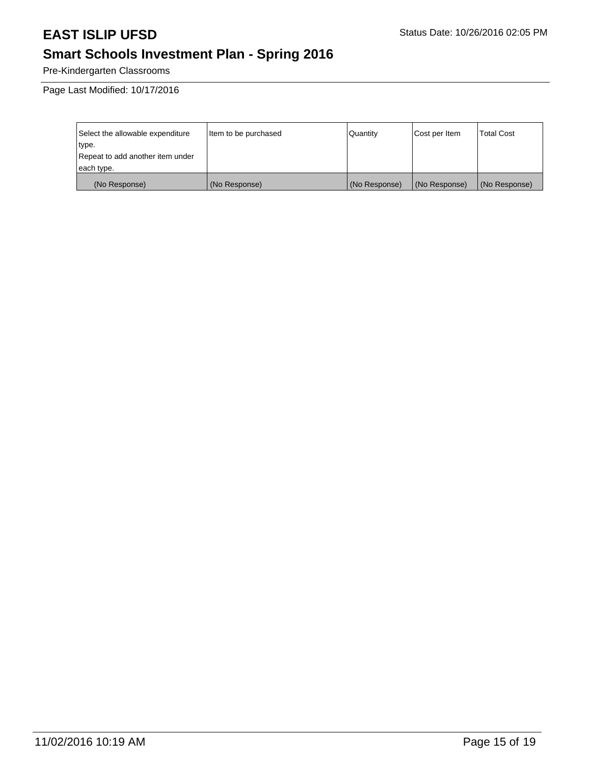Pre-Kindergarten Classrooms

Page Last Modified: 10/17/2016

| Select the allowable expenditure type. Repeat to add another item under each type. | Item to be purchased | Quantity | Cost per Item | Total Cost |
|---|---|---|---|---|
| (No Response) | (No Response) | (No Response) | (No Response) | (No Response) |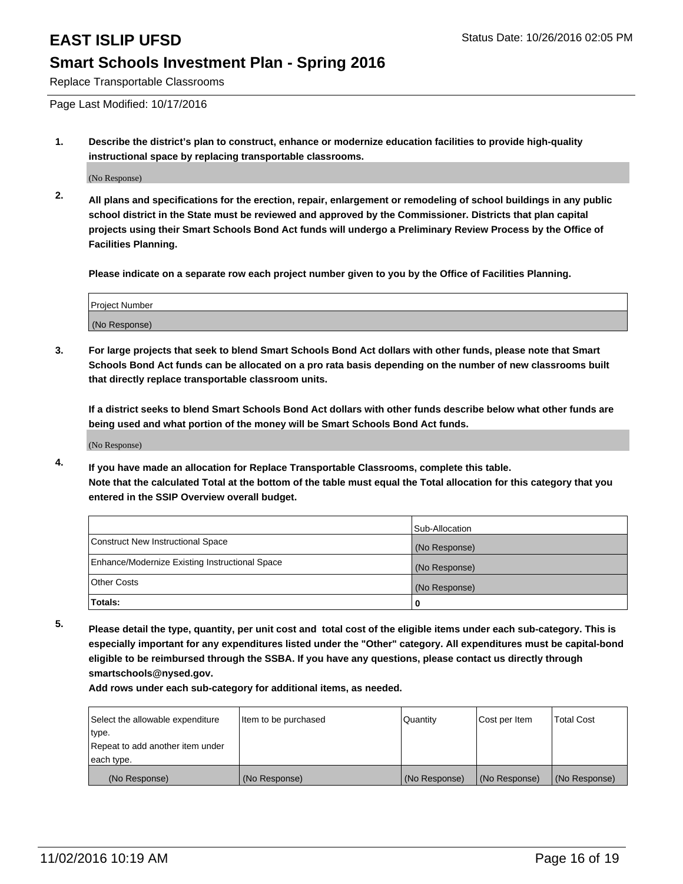# EAST ISLIP UFSD

## Smart Schools Investment Plan - Spring 2016

Replace Transportable Classrooms

Status Date: 10/26/2016 02:05 PM

Page Last Modified: 10/17/2016

1. **Describe the district's plan to construct, enhance or modernize education facilities to provide high-quality instructional space by replacing transportable classrooms.**

   (No Response)

2. **All plans and specifications for the erection, repair, enlargement or remodeling of school buildings in any public school district in the State must be reviewed and approved by the Commissioner. Districts that plan capital projects using their Smart Schools Bond Act funds will undergo a Preliminary Review Process by the Office of Facilities Planning.**

   **Please indicate on a separate row each project number given to you by the Office of Facilities Planning.**

| Project Number |
|---|
| (No Response) |

3. **For large projects that seek to blend Smart Schools Bond Act dollars with other funds, please note that Smart Schools Bond Act funds can be allocated on a pro rata basis depending on the number of new classrooms built that directly replace transportable classroom units.**

   **If a district seeks to blend Smart Schools Bond Act dollars with other funds describe below what other funds are being used and what portion of the money will be Smart Schools Bond Act funds.**

   (No Response)

4. **If you have made an allocation for Replace Transportable Classrooms, complete this table. Note that the calculated Total at the bottom of the table must equal the Total allocation for this category that you entered in the SSIP Overview overall budget.**

| | Sub-Allocation |
|---|---|
| Construct New Instructional Space | (No Response) |
| Enhance/Modernize Existing Instructional Space | (No Response) |
| Other Costs | (No Response) |
| **Totals:** | **0** |

5. **Please detail the type, quantity, per unit cost and total cost of the eligible items under each sub-category. This is especially important for any expenditures listed under the "Other" category. All expenditures must be capital-bond eligible to be reimbursed through the SSBA. If you have any questions, please contact us directly through smartschools@nysed.gov.**

   **Add rows under each sub-category for additional items, as needed.**

| Select the allowable expenditure type. Repeat to add another item under each type. | Item to be purchased | Quantity | Cost per Item | Total Cost |
|---|---|---|---|---|
| (No Response) | (No Response) | (No Response) | (No Response) | (No Response) |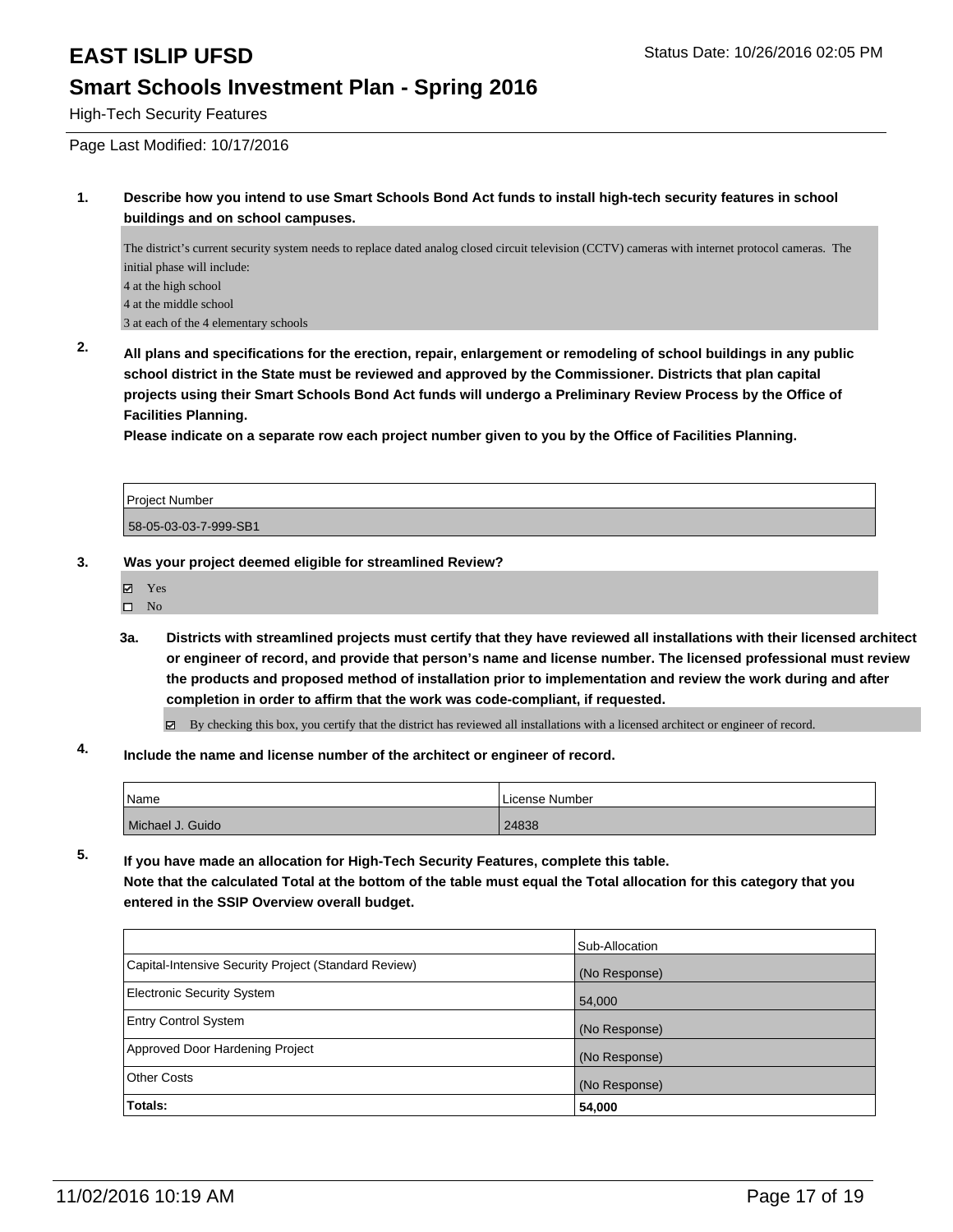# EAST ISLIP UFSD

Status Date: 10/26/2016 02:05 PM

## Smart Schools Investment Plan - Spring 2016

High-Tech Security Features

Page Last Modified: 10/17/2016

**1. Describe how you intend to use Smart Schools Bond Act funds to install high-tech security features in school buildings and on school campuses.**

The district's current security system needs to replace dated analog closed circuit television (CCTV) cameras with internet protocol cameras. The initial phase will include:
4 at the high school
4 at the middle school
3 at each of the 4 elementary schools

**2. All plans and specifications for the erection, repair, enlargement or remodeling of school buildings in any public school district in the State must be reviewed and approved by the Commissioner. Districts that plan capital projects using their Smart Schools Bond Act funds will undergo a Preliminary Review Process by the Office of Facilities Planning.**
**Please indicate on a separate row each project number given to you by the Office of Facilities Planning.**

| Project Number |
|---|
| 58-05-03-03-7-999-SB1 |

**3. Was your project deemed eligible for streamlined Review?**

- ☑ Yes
- ☐ No

**3a. Districts with streamlined projects must certify that they have reviewed all installations with their licensed architect or engineer of record, and provide that person's name and license number. The licensed professional must review the products and proposed method of installation prior to implementation and review the work during and after completion in order to affirm that the work was code-compliant, if requested.**

☑ By checking this box, you certify that the district has reviewed all installations with a licensed architect or engineer of record.

**4. Include the name and license number of the architect or engineer of record.**

| Name | License Number |
|---|---|
| Michael J. Guido | 24838 |

**5. If you have made an allocation for High-Tech Security Features, complete this table.**
**Note that the calculated Total at the bottom of the table must equal the Total allocation for this category that you entered in the SSIP Overview overall budget.**

| | Sub-Allocation |
|---|---|
| Capital-Intensive Security Project (Standard Review) | (No Response) |
| Electronic Security System | 54,000 |
| Entry Control System | (No Response) |
| Approved Door Hardening Project | (No Response) |
| Other Costs | (No Response) |
| **Totals:** | **54,000** |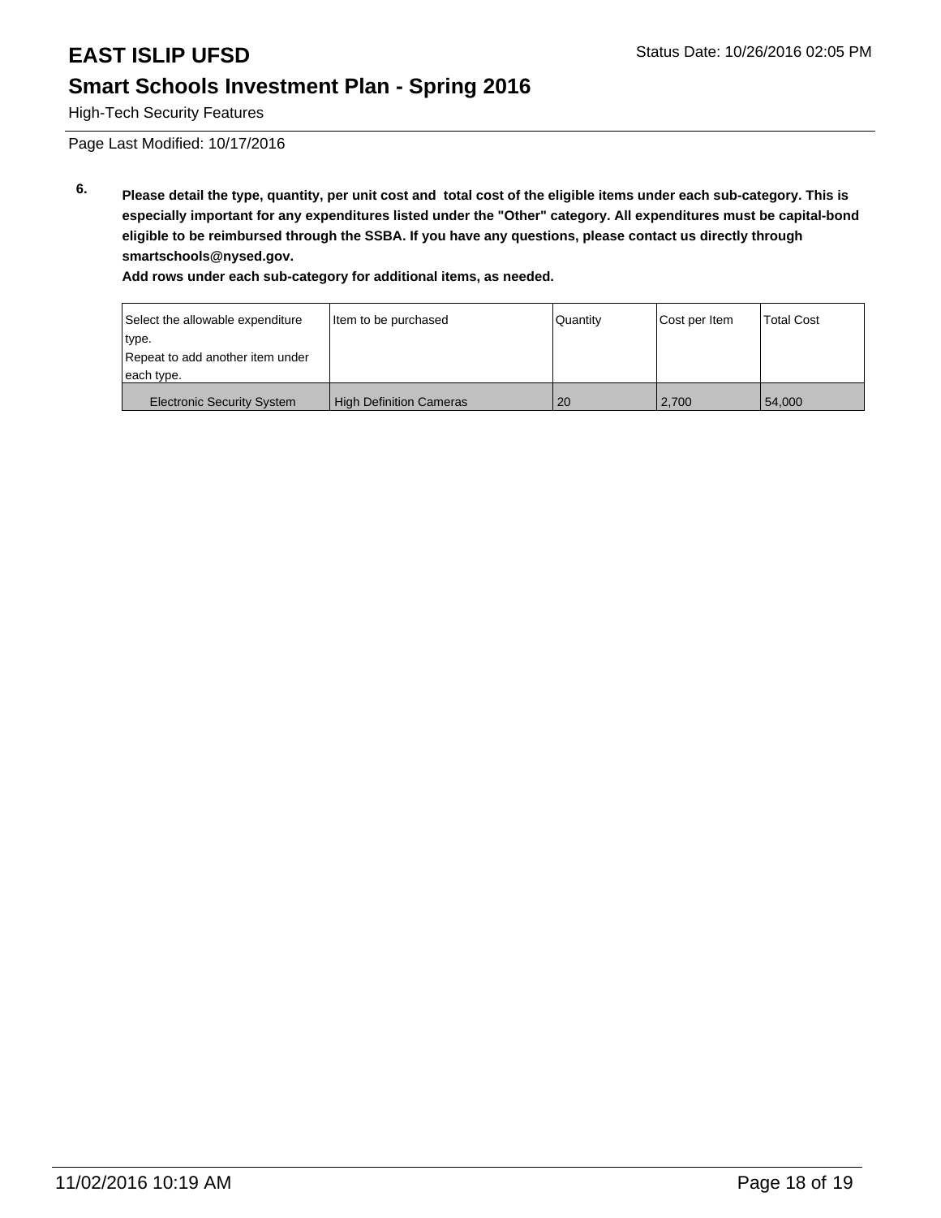# EAST ISLIP UFSD

Status Date: 10/26/2016 02:05 PM

## Smart Schools Investment Plan - Spring 2016

High-Tech Security Features

Page Last Modified: 10/17/2016

**6. Please detail the type, quantity, per unit cost and total cost of the eligible items under each sub-category. This is especially important for any expenditures listed under the "Other" category. All expenditures must be capital-bond eligible to be reimbursed through the SSBA. If you have any questions, please contact us directly through smartschools@nysed.gov.**

**Add rows under each sub-category for additional items, as needed.**

| Select the allowable expenditure type. Repeat to add another item under each type. | Item to be purchased | Quantity | Cost per Item | Total Cost |
|---|---|---|---|---|
| Electronic Security System | High Definition Cameras | 20 | 2,700 | 54,000 |